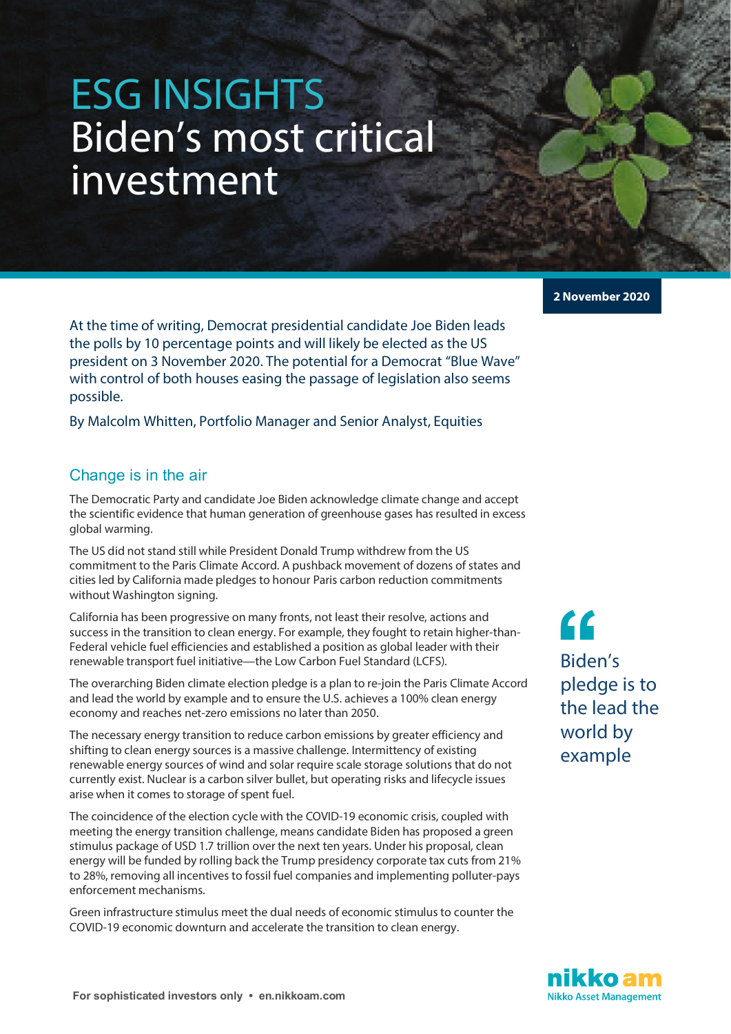# ESG INSIGHTS
# Biden's most critical investment

**2 November 2020**

At the time of writing, Democrat presidential candidate Joe Biden leads the polls by 10 percentage points and will likely be elected as the US president on 3 November 2020. The potential for a Democrat "Blue Wave" with control of both houses easing the passage of legislation also seems possible.

By Malcolm Whitten, Portfolio Manager and Senior Analyst, Equities

## Change is in the air

The Democratic Party and candidate Joe Biden acknowledge climate change and accept the scientific evidence that human generation of greenhouse gases has resulted in excess global warming.

The US did not stand still while President Donald Trump withdrew from the US commitment to the Paris Climate Accord. A pushback movement of dozens of states and cities led by California made pledges to honour Paris carbon reduction commitments without Washington signing.

California has been progressive on many fronts, not least their resolve, actions and success in the transition to clean energy. For example, they fought to retain higher-than-Federal vehicle fuel efficiencies and established a position as global leader with their renewable transport fuel initiative—the Low Carbon Fuel Standard (LCFS).

The overarching Biden climate election pledge is a plan to re-join the Paris Climate Accord and lead the world by example and to ensure the U.S. achieves a 100% clean energy economy and reaches net-zero emissions no later than 2050.

> "Biden's pledge is to the lead the world by example

The necessary energy transition to reduce carbon emissions by greater efficiency and shifting to clean energy sources is a massive challenge. Intermittency of existing renewable energy sources of wind and solar require scale storage solutions that do not currently exist. Nuclear is a carbon silver bullet, but operating risks and lifecycle issues arise when it comes to storage of spent fuel.

The coincidence of the election cycle with the COVID-19 economic crisis, coupled with meeting the energy transition challenge, means candidate Biden has proposed a green stimulus package of USD 1.7 trillion over the next ten years. Under his proposal, clean energy will be funded by rolling back the Trump presidency corporate tax cuts from 21% to 28%, removing all incentives to fossil fuel companies and implementing polluter-pays enforcement mechanisms.

Green infrastructure stimulus meet the dual needs of economic stimulus to counter the COVID-19 economic downturn and accelerate the transition to clean energy.

For sophisticated investors only • en.nikkoam.com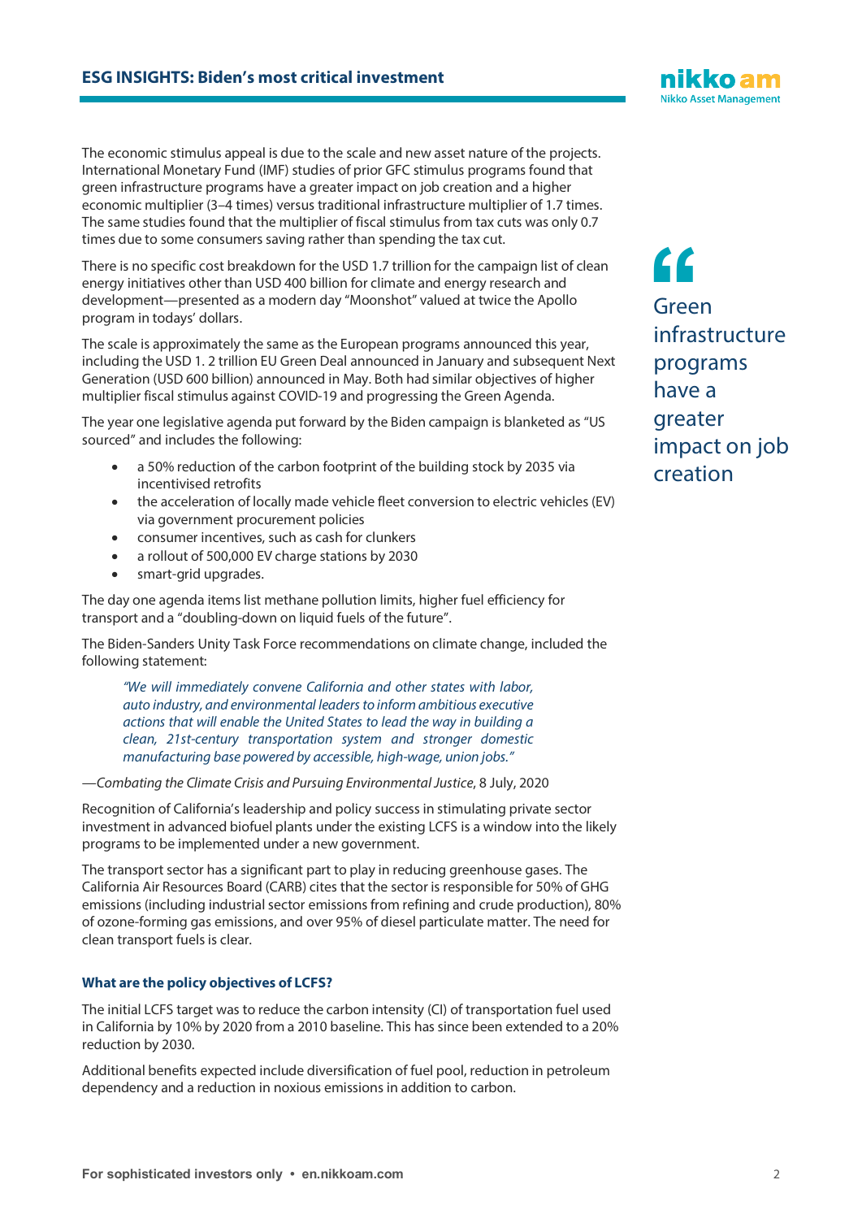The economic stimulus appeal is due to the scale and new asset nature of the projects. International Monetary Fund (IMF) studies of prior GFC stimulus programs found that green infrastructure programs have a greater impact on job creation and a higher economic multiplier (3–4 times) versus traditional infrastructure multiplier of 1.7 times. The same studies found that the multiplier of fiscal stimulus from tax cuts was only 0.7 times due to some consumers saving rather than spending the tax cut.

> Green infrastructure programs have a greater impact on job creation

There is no specific cost breakdown for the USD 1.7 trillion for the campaign list of clean energy initiatives other than USD 400 billion for climate and energy research and development—presented as a modern day "Moonshot" valued at twice the Apollo program in todays' dollars.

The scale is approximately the same as the European programs announced this year, including the USD 1. 2 trillion EU Green Deal announced in January and subsequent Next Generation (USD 600 billion) announced in May. Both had similar objectives of higher multiplier fiscal stimulus against COVID-19 and progressing the Green Agenda.

The year one legislative agenda put forward by the Biden campaign is blanketed as "US sourced" and includes the following:

- a 50% reduction of the carbon footprint of the building stock by 2035 via incentivised retrofits
- the acceleration of locally made vehicle fleet conversion to electric vehicles (EV) via government procurement policies
- consumer incentives, such as cash for clunkers
- a rollout of 500,000 EV charge stations by 2030
- smart-grid upgrades.

The day one agenda items list methane pollution limits, higher fuel efficiency for transport and a "doubling-down on liquid fuels of the future".

The Biden-Sanders Unity Task Force recommendations on climate change, included the following statement:

> *"We will immediately convene California and other states with labor, auto industry, and environmental leaders to inform ambitious executive actions that will enable the United States to lead the way in building a clean, 21st-century transportation system and stronger domestic manufacturing base powered by accessible, high-wage, union jobs."*

—*Combating the Climate Crisis and Pursuing Environmental Justice*, 8 July, 2020

Recognition of California's leadership and policy success in stimulating private sector investment in advanced biofuel plants under the existing LCFS is a window into the likely programs to be implemented under a new government.

The transport sector has a significant part to play in reducing greenhouse gases. The California Air Resources Board (CARB) cites that the sector is responsible for 50% of GHG emissions (including industrial sector emissions from refining and crude production), 80% of ozone-forming gas emissions, and over 95% of diesel particulate matter. The need for clean transport fuels is clear.

### What are the policy objectives of LCFS?

The initial LCFS target was to reduce the carbon intensity (CI) of transportation fuel used in California by 10% by 2020 from a 2010 baseline. This has since been extended to a 20% reduction by 2030.

Additional benefits expected include diversification of fuel pool, reduction in petroleum dependency and a reduction in noxious emissions in addition to carbon.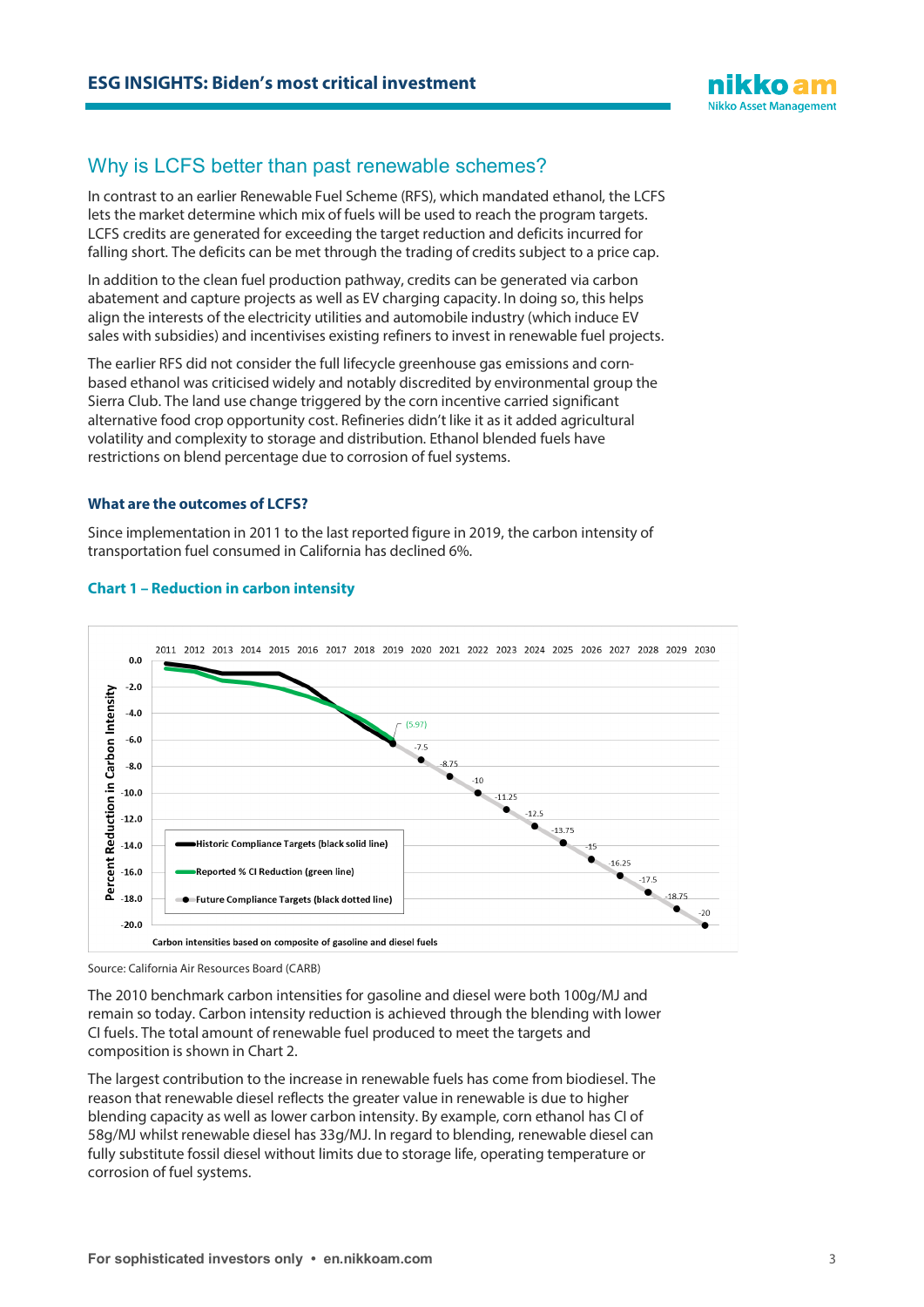## Why is LCFS better than past renewable schemes?

In contrast to an earlier Renewable Fuel Scheme (RFS), which mandated ethanol, the LCFS lets the market determine which mix of fuels will be used to reach the program targets. LCFS credits are generated for exceeding the target reduction and deficits incurred for falling short. The deficits can be met through the trading of credits subject to a price cap.

In addition to the clean fuel production pathway, credits can be generated via carbon abatement and capture projects as well as EV charging capacity. In doing so, this helps align the interests of the electricity utilities and automobile industry (which induce EV sales with subsidies) and incentivises existing refiners to invest in renewable fuel projects.

The earlier RFS did not consider the full lifecycle greenhouse gas emissions and corn-based ethanol was criticised widely and notably discredited by environmental group the Sierra Club. The land use change triggered by the corn incentive carried significant alternative food crop opportunity cost. Refineries didn't like it as it added agricultural volatility and complexity to storage and distribution. Ethanol blended fuels have restrictions on blend percentage due to corrosion of fuel systems.

### What are the outcomes of LCFS?

Since implementation in 2011 to the last reported figure in 2019, the carbon intensity of transportation fuel consumed in California has declined 6%.

### Chart 1 – Reduction in carbon intensity

2011 2012 2013 2014 2015 2016 2017 2018 2019 2020 2021 2022 2023 2024 2025 2026 2027 2028 2029 2030

Percent Reduction in Carbon Intensity

0.0, -2.0, -4.0, -6.0, -8.0, -10.0, -12.0, -14.0, -16.0, -18.0, -20.0

(5.97)

-7.5, -8.75, -10, -11.25, -12.5, -13.75, -15, -16.25, -17.5, -18.75, -20

Historic Compliance Targets (black solid line)

Reported % CI Reduction (green line)

Future Compliance Targets (black dotted line)

Carbon intensities based on composite of gasoline and diesel fuels

Source: California Air Resources Board (CARB)

The 2010 benchmark carbon intensities for gasoline and diesel were both 100g/MJ and remain so today. Carbon intensity reduction is achieved through the blending with lower CI fuels. The total amount of renewable fuel produced to meet the targets and composition is shown in Chart 2.

The largest contribution to the increase in renewable fuels has come from biodiesel. The reason that renewable diesel reflects the greater value in renewable is due to higher blending capacity as well as lower carbon intensity. By example, corn ethanol has CI of 58g/MJ whilst renewable diesel has 33g/MJ. In regard to blending, renewable diesel can fully substitute fossil diesel without limits due to storage life, operating temperature or corrosion of fuel systems.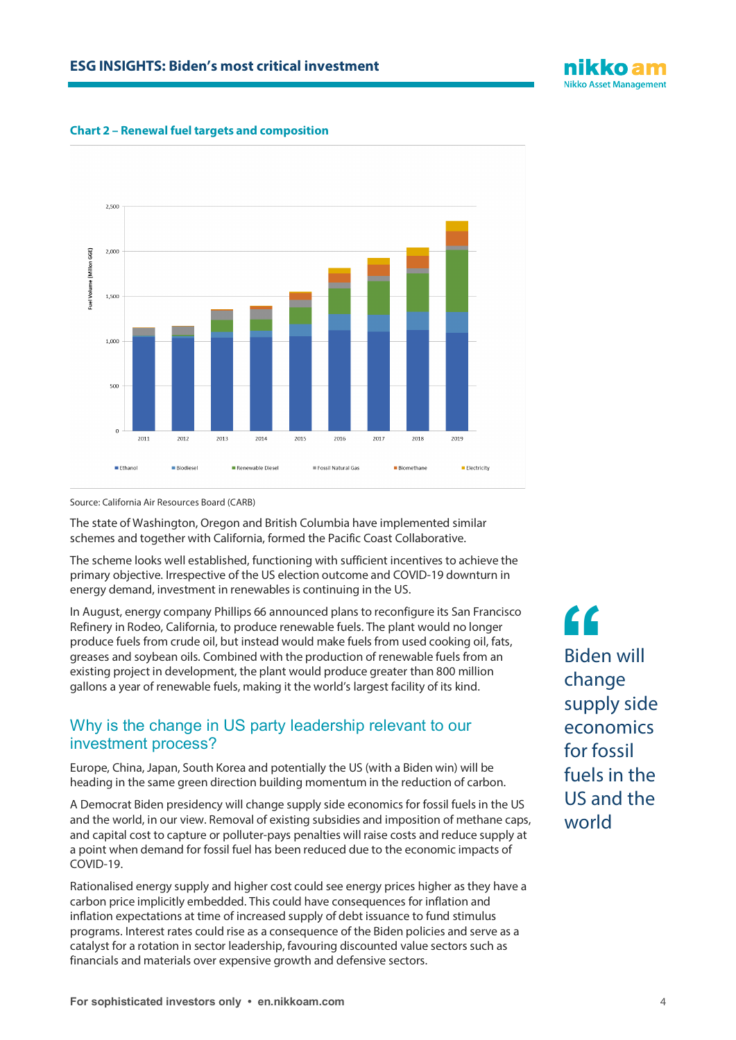### Chart 2 – Renewal fuel targets and composition

Fuel Volume (Million GGE)

2,500
2,000
1,500
1,000
500
0

2011
2012
2013
2014
2015
2016
2017
2018
2019

Ethanol
Biodiesel
Renewable Diesel
Fossil Natural Gas
Biomethane
Electricity

Source: California Air Resources Board (CARB)

The state of Washington, Oregon and British Columbia have implemented similar schemes and together with California, formed the Pacific Coast Collaborative.

The scheme looks well established, functioning with sufficient incentives to achieve the primary objective. Irrespective of the US election outcome and COVID-19 downturn in energy demand, investment in renewables is continuing in the US.

In August, energy company Phillips 66 announced plans to reconfigure its San Francisco Refinery in Rodeo, California, to produce renewable fuels. The plant would no longer produce fuels from crude oil, but instead would make fuels from used cooking oil, fats, greases and soybean oils. Combined with the production of renewable fuels from an existing project in development, the plant would produce greater than 800 million gallons a year of renewable fuels, making it the world's largest facility of its kind.

## Why is the change in US party leadership relevant to our investment process?

Europe, China, Japan, South Korea and potentially the US (with a Biden win) will be heading in the same green direction building momentum in the reduction of carbon.

A Democrat Biden presidency will change supply side economics for fossil fuels in the US and the world, in our view. Removal of existing subsidies and imposition of methane caps, and capital cost to capture or polluter-pays penalties will raise costs and reduce supply at a point when demand for fossil fuel has been reduced due to the economic impacts of COVID-19.

> Biden will change supply side economics for fossil fuels in the US and the world

Rationalised energy supply and higher cost could see energy prices higher as they have a carbon price implicitly embedded. This could have consequences for inflation and inflation expectations at time of increased supply of debt issuance to fund stimulus programs. Interest rates could rise as a consequence of the Biden policies and serve as a catalyst for a rotation in sector leadership, favouring discounted value sectors such as financials and materials over expensive growth and defensive sectors.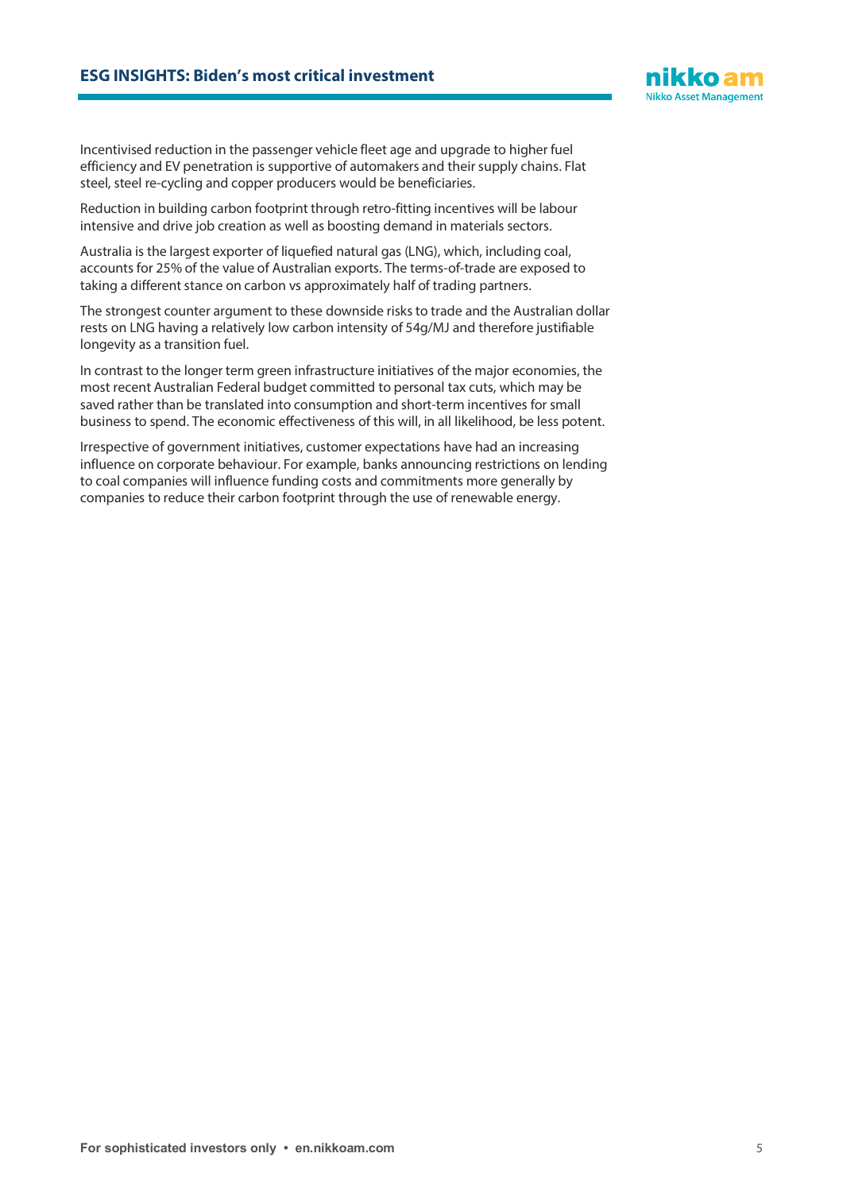Incentivised reduction in the passenger vehicle fleet age and upgrade to higher fuel efficiency and EV penetration is supportive of automakers and their supply chains. Flat steel, steel re-cycling and copper producers would be beneficiaries.

Reduction in building carbon footprint through retro-fitting incentives will be labour intensive and drive job creation as well as boosting demand in materials sectors.

Australia is the largest exporter of liquefied natural gas (LNG), which, including coal, accounts for 25% of the value of Australian exports. The terms-of-trade are exposed to taking a different stance on carbon vs approximately half of trading partners.

The strongest counter argument to these downside risks to trade and the Australian dollar rests on LNG having a relatively low carbon intensity of 54g/MJ and therefore justifiable longevity as a transition fuel.

In contrast to the longer term green infrastructure initiatives of the major economies, the most recent Australian Federal budget committed to personal tax cuts, which may be saved rather than be translated into consumption and short-term incentives for small business to spend. The economic effectiveness of this will, in all likelihood, be less potent.

Irrespective of government initiatives, customer expectations have had an increasing influence on corporate behaviour. For example, banks announcing restrictions on lending to coal companies will influence funding costs and commitments more generally by companies to reduce their carbon footprint through the use of renewable energy.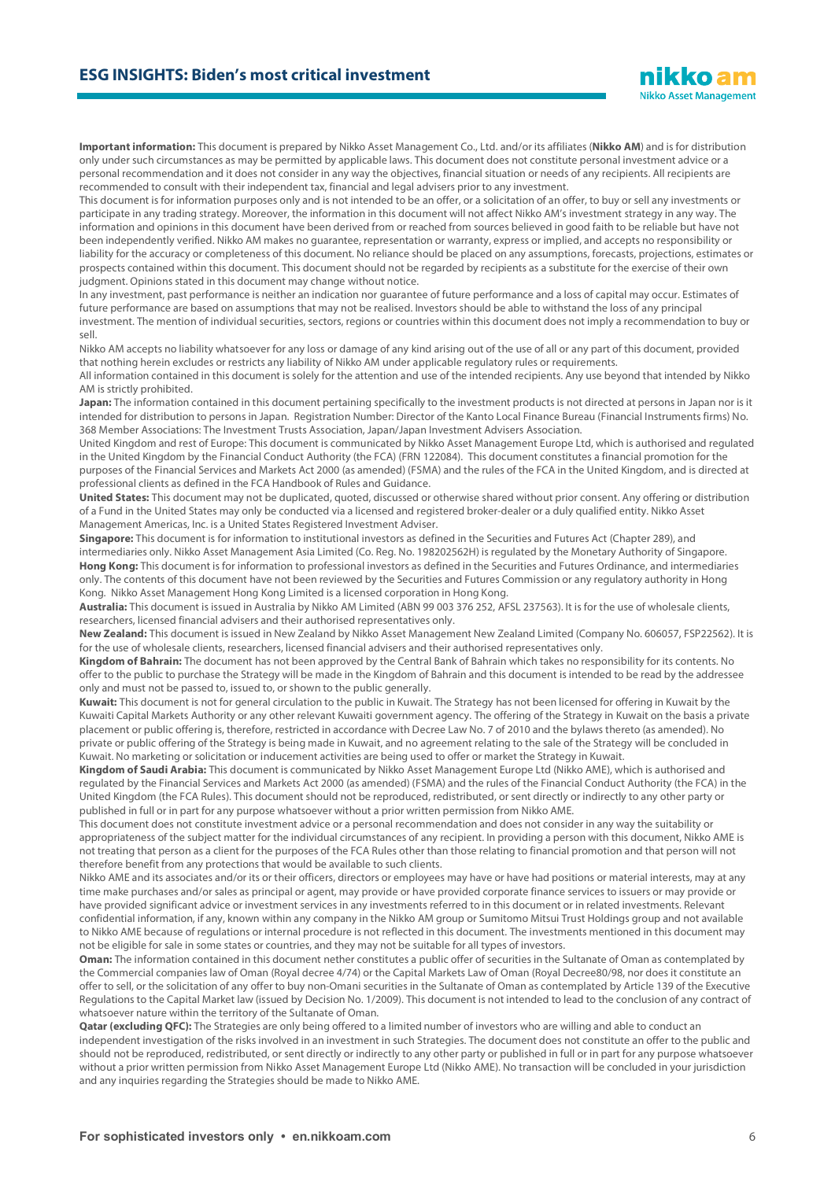**Important information:** This document is prepared by Nikko Asset Management Co., Ltd. and/or its affiliates (**Nikko AM**) and is for distribution only under such circumstances as may be permitted by applicable laws. This document does not constitute personal investment advice or a personal recommendation and it does not consider in any way the objectives, financial situation or needs of any recipients. All recipients are recommended to consult with their independent tax, financial and legal advisers prior to any investment.

This document is for information purposes only and is not intended to be an offer, or a solicitation of an offer, to buy or sell any investments or participate in any trading strategy. Moreover, the information in this document will not affect Nikko AM's investment strategy in any way. The information and opinions in this document have been derived from or reached from sources believed in good faith to be reliable but have not been independently verified. Nikko AM makes no guarantee, representation or warranty, express or implied, and accepts no responsibility or liability for the accuracy or completeness of this document. No reliance should be placed on any assumptions, forecasts, projections, estimates or prospects contained within this document. This document should not be regarded by recipients as a substitute for the exercise of their own judgment. Opinions stated in this document may change without notice.

In any investment, past performance is neither an indication nor guarantee of future performance and a loss of capital may occur. Estimates of future performance are based on assumptions that may not be realised. Investors should be able to withstand the loss of any principal investment. The mention of individual securities, sectors, regions or countries within this document does not imply a recommendation to buy or sell.

Nikko AM accepts no liability whatsoever for any loss or damage of any kind arising out of the use of all or any part of this document, provided that nothing herein excludes or restricts any liability of Nikko AM under applicable regulatory rules or requirements.

All information contained in this document is solely for the attention and use of the intended recipients. Any use beyond that intended by Nikko AM is strictly prohibited.

**Japan:** The information contained in this document pertaining specifically to the investment products is not directed at persons in Japan nor is it intended for distribution to persons in Japan. Registration Number: Director of the Kanto Local Finance Bureau (Financial Instruments firms) No. 368 Member Associations: The Investment Trusts Association, Japan/Japan Investment Advisers Association.

United Kingdom and rest of Europe: This document is communicated by Nikko Asset Management Europe Ltd, which is authorised and regulated in the United Kingdom by the Financial Conduct Authority (the FCA) (FRN 122084). This document constitutes a financial promotion for the purposes of the Financial Services and Markets Act 2000 (as amended) (FSMA) and the rules of the FCA in the United Kingdom, and is directed at professional clients as defined in the FCA Handbook of Rules and Guidance.

**United States:** This document may not be duplicated, quoted, discussed or otherwise shared without prior consent. Any offering or distribution of a Fund in the United States may only be conducted via a licensed and registered broker-dealer or a duly qualified entity. Nikko Asset Management Americas, Inc. is a United States Registered Investment Adviser.

**Singapore:** This document is for information to institutional investors as defined in the Securities and Futures Act (Chapter 289), and intermediaries only. Nikko Asset Management Asia Limited (Co. Reg. No. 198202562H) is regulated by the Monetary Authority of Singapore.

**Hong Kong:** This document is for information to professional investors as defined in the Securities and Futures Ordinance, and intermediaries only. The contents of this document have not been reviewed by the Securities and Futures Commission or any regulatory authority in Hong Kong. Nikko Asset Management Hong Kong Limited is a licensed corporation in Hong Kong.

**Australia:** This document is issued in Australia by Nikko AM Limited (ABN 99 003 376 252, AFSL 237563). It is for the use of wholesale clients, researchers, licensed financial advisers and their authorised representatives only.

**New Zealand:** This document is issued in New Zealand by Nikko Asset Management New Zealand Limited (Company No. 606057, FSP22562). It is for the use of wholesale clients, researchers, licensed financial advisers and their authorised representatives only.

**Kingdom of Bahrain:** The document has not been approved by the Central Bank of Bahrain which takes no responsibility for its contents. No offer to the public to purchase the Strategy will be made in the Kingdom of Bahrain and this document is intended to be read by the addressee only and must not be passed to, issued to, or shown to the public generally.

**Kuwait:** This document is not for general circulation to the public in Kuwait. The Strategy has not been licensed for offering in Kuwait by the Kuwaiti Capital Markets Authority or any other relevant Kuwaiti government agency. The offering of the Strategy in Kuwait on the basis a private placement or public offering is, therefore, restricted in accordance with Decree Law No. 7 of 2010 and the bylaws thereto (as amended). No private or public offering of the Strategy is being made in Kuwait, and no agreement relating to the sale of the Strategy will be concluded in Kuwait. No marketing or solicitation or inducement activities are being used to offer or market the Strategy in Kuwait.

**Kingdom of Saudi Arabia:** This document is communicated by Nikko Asset Management Europe Ltd (Nikko AME), which is authorised and regulated by the Financial Services and Markets Act 2000 (as amended) (FSMA) and the rules of the Financial Conduct Authority (the FCA) in the United Kingdom (the FCA Rules). This document should not be reproduced, redistributed, or sent directly or indirectly to any other party or published in full or in part for any purpose whatsoever without a prior written permission from Nikko AME.

This document does not constitute investment advice or a personal recommendation and does not consider in any way the suitability or appropriateness of the subject matter for the individual circumstances of any recipient. In providing a person with this document, Nikko AME is not treating that person as a client for the purposes of the FCA Rules other than those relating to financial promotion and that person will not therefore benefit from any protections that would be available to such clients.

Nikko AME and its associates and/or its or their officers, directors or employees may have or have had positions or material interests, may at any time make purchases and/or sales as principal or agent, may provide or have provided corporate finance services to issuers or may provide or have provided significant advice or investment services in any investments referred to in this document or in related investments. Relevant confidential information, if any, known within any company in the Nikko AM group or Sumitomo Mitsui Trust Holdings group and not available to Nikko AME because of regulations or internal procedure is not reflected in this document. The investments mentioned in this document may not be eligible for sale in some states or countries, and they may not be suitable for all types of investors.

**Oman:** The information contained in this document nether constitutes a public offer of securities in the Sultanate of Oman as contemplated by the Commercial companies law of Oman (Royal decree 4/74) or the Capital Markets Law of Oman (Royal Decree80/98, nor does it constitute an offer to sell, or the solicitation of any offer to buy non-Omani securities in the Sultanate of Oman as contemplated by Article 139 of the Executive Regulations to the Capital Market law (issued by Decision No. 1/2009). This document is not intended to lead to the conclusion of any contract of whatsoever nature within the territory of the Sultanate of Oman.

**Qatar (excluding QFC):** The Strategies are only being offered to a limited number of investors who are willing and able to conduct an independent investigation of the risks involved in an investment in such Strategies. The document does not constitute an offer to the public and should not be reproduced, redistributed, or sent directly or indirectly to any other party or published in full or in part for any purpose whatsoever without a prior written permission from Nikko Asset Management Europe Ltd (Nikko AME). No transaction will be concluded in your jurisdiction and any inquiries regarding the Strategies should be made to Nikko AME.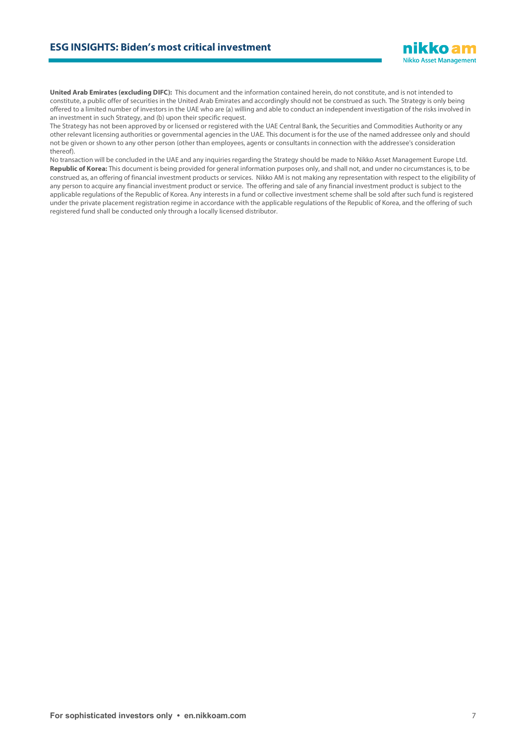**United Arab Emirates (excluding DIFC):** This document and the information contained herein, do not constitute, and is not intended to constitute, a public offer of securities in the United Arab Emirates and accordingly should not be construed as such. The Strategy is only being offered to a limited number of investors in the UAE who are (a) willing and able to conduct an independent investigation of the risks involved in an investment in such Strategy, and (b) upon their specific request.

The Strategy has not been approved by or licensed or registered with the UAE Central Bank, the Securities and Commodities Authority or any other relevant licensing authorities or governmental agencies in the UAE. This document is for the use of the named addressee only and should not be given or shown to any other person (other than employees, agents or consultants in connection with the addressee's consideration thereof).

No transaction will be concluded in the UAE and any inquiries regarding the Strategy should be made to Nikko Asset Management Europe Ltd.

**Republic of Korea:** This document is being provided for general information purposes only, and shall not, and under no circumstances is, to be construed as, an offering of financial investment products or services. Nikko AM is not making any representation with respect to the eligibility of any person to acquire any financial investment product or service. The offering and sale of any financial investment product is subject to the applicable regulations of the Republic of Korea. Any interests in a fund or collective investment scheme shall be sold after such fund is registered under the private placement registration regime in accordance with the applicable regulations of the Republic of Korea, and the offering of such registered fund shall be conducted only through a locally licensed distributor.